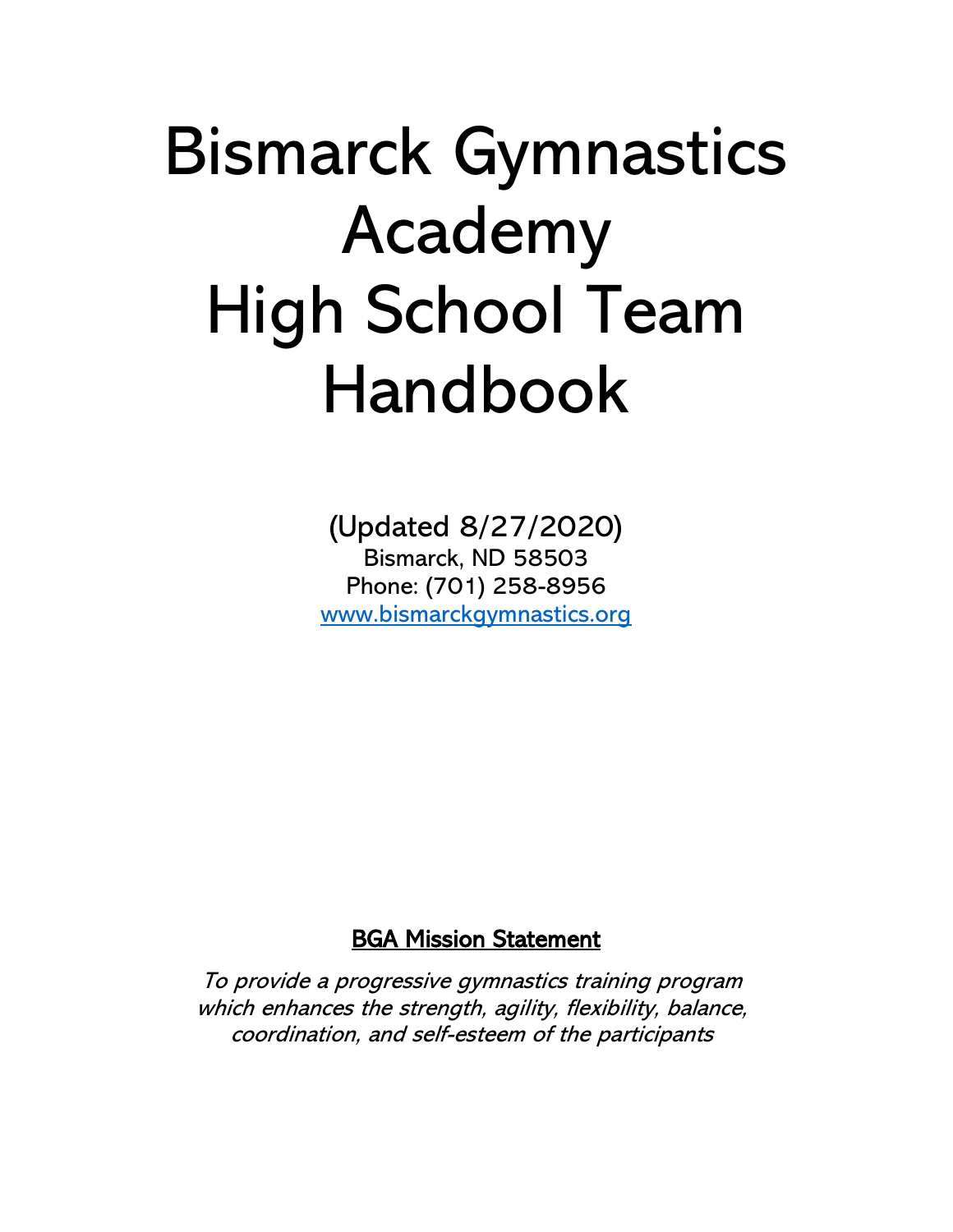# Bismarck Gymnastics Academy High School Team Handbook

(Updated 8/27/2020)
Bismarck, ND 58503
Phone: (701) 258-8956
www.bismarckgymnastics.org

## BGA Mission Statement

*To provide a progressive gymnastics training program which enhances the strength, agility, flexibility, balance, coordination, and self-esteem of the participants*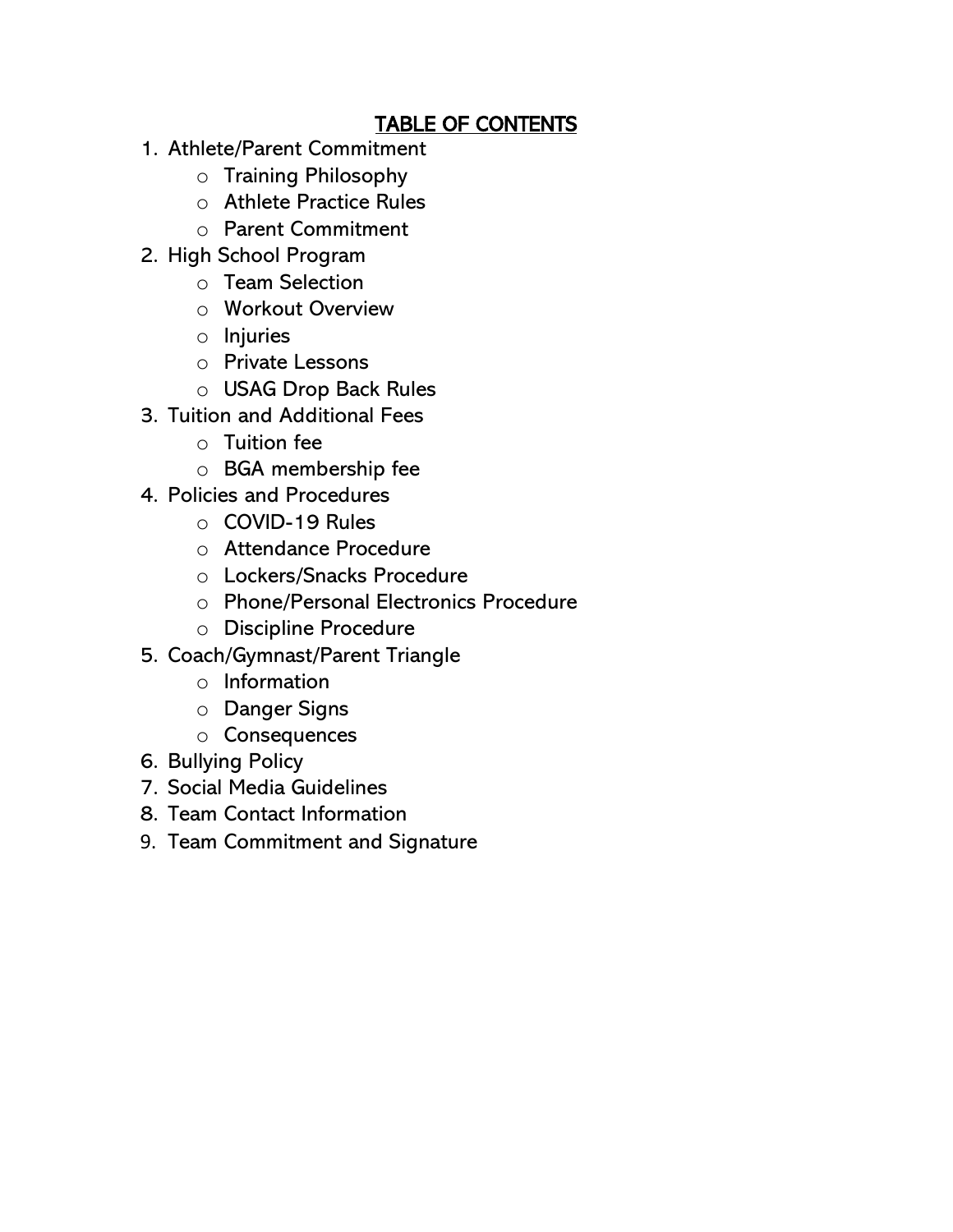# TABLE OF CONTENTS

1. Athlete/Parent Commitment
   - Training Philosophy
   - Athlete Practice Rules
   - Parent Commitment
2. High School Program
   - Team Selection
   - Workout Overview
   - Injuries
   - Private Lessons
   - USAG Drop Back Rules
3. Tuition and Additional Fees
   - Tuition fee
   - BGA membership fee
4. Policies and Procedures
   - COVID-19 Rules
   - Attendance Procedure
   - Lockers/Snacks Procedure
   - Phone/Personal Electronics Procedure
   - Discipline Procedure
5. Coach/Gymnast/Parent Triangle
   - Information
   - Danger Signs
   - Consequences
6. Bullying Policy
7. Social Media Guidelines
8. Team Contact Information
9. Team Commitment and Signature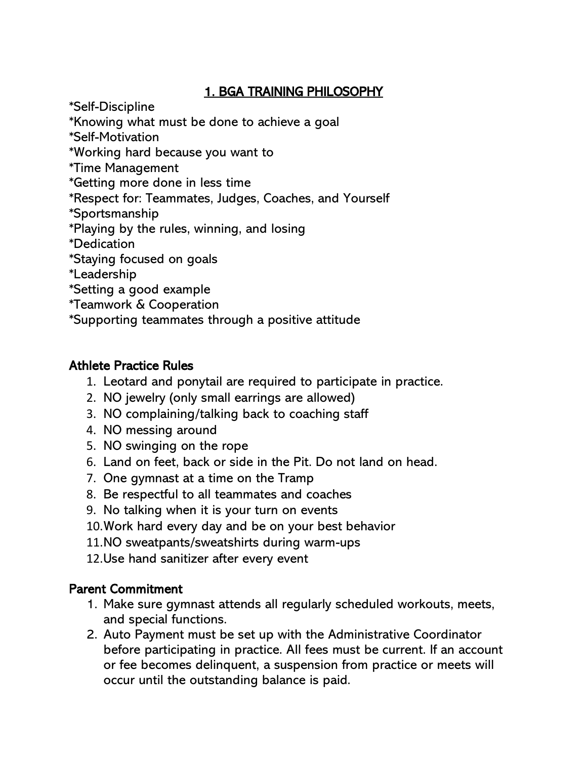# 1. BGA TRAINING PHILOSOPHY

*Self-Discipline
*Knowing what must be done to achieve a goal
*Self-Motivation
*Working hard because you want to
*Time Management
*Getting more done in less time
*Respect for: Teammates, Judges, Coaches, and Yourself
*Sportsmanship
*Playing by the rules, winning, and losing
*Dedication
*Staying focused on goals
*Leadership
*Setting a good example
*Teamwork & Cooperation
*Supporting teammates through a positive attitude

## Athlete Practice Rules

1. Leotard and ponytail are required to participate in practice.
2. NO jewelry (only small earrings are allowed)
3. NO complaining/talking back to coaching staff
4. NO messing around
5. NO swinging on the rope
6. Land on feet, back or side in the Pit. Do not land on head.
7. One gymnast at a time on the Tramp
8. Be respectful to all teammates and coaches
9. No talking when it is your turn on events
10. Work hard every day and be on your best behavior
11. NO sweatpants/sweatshirts during warm-ups
12. Use hand sanitizer after every event

## Parent Commitment

1. Make sure gymnast attends all regularly scheduled workouts, meets, and special functions.
2. Auto Payment must be set up with the Administrative Coordinator before participating in practice. All fees must be current. If an account or fee becomes delinquent, a suspension from practice or meets will occur until the outstanding balance is paid.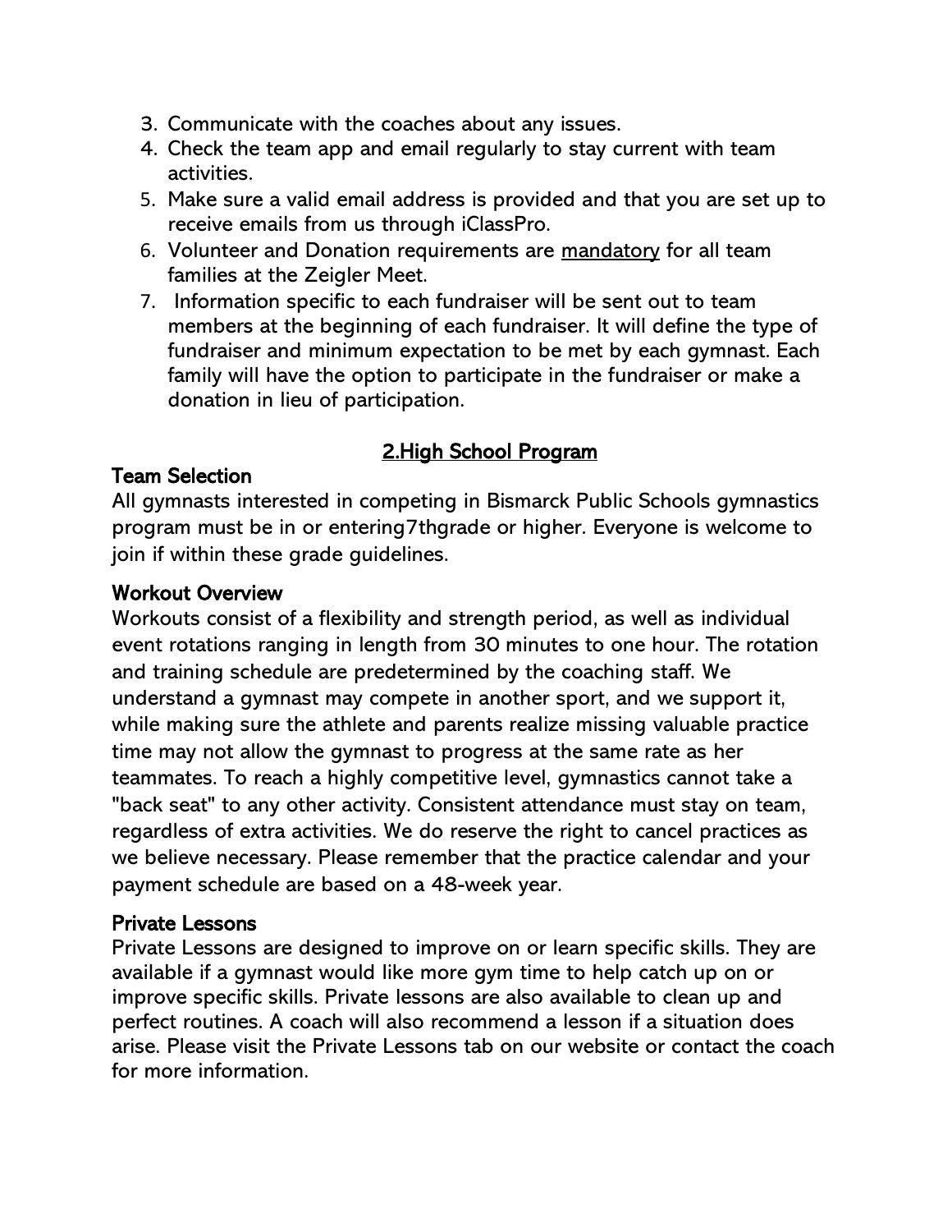3. Communicate with the coaches about any issues.
4. Check the team app and email regularly to stay current with team activities.
5. Make sure a valid email address is provided and that you are set up to receive emails from us through iClassPro.
6. Volunteer and Donation requirements are <u>mandatory</u> for all team families at the Zeigler Meet.
7. Information specific to each fundraiser will be sent out to team members at the beginning of each fundraiser. It will define the type of fundraiser and minimum expectation to be met by each gymnast. Each family will have the option to participate in the fundraiser or make a donation in lieu of participation.

## <u>2.High School Program</u>

### Team Selection

All gymnasts interested in competing in Bismarck Public Schools gymnastics program must be in or entering7thgrade or higher. Everyone is welcome to join if within these grade guidelines.

### Workout Overview

Workouts consist of a flexibility and strength period, as well as individual event rotations ranging in length from 30 minutes to one hour. The rotation and training schedule are predetermined by the coaching staff. We understand a gymnast may compete in another sport, and we support it, while making sure the athlete and parents realize missing valuable practice time may not allow the gymnast to progress at the same rate as her teammates. To reach a highly competitive level, gymnastics cannot take a "back seat" to any other activity. Consistent attendance must stay on team, regardless of extra activities. We do reserve the right to cancel practices as we believe necessary. Please remember that the practice calendar and your payment schedule are based on a 48-week year.

### Private Lessons

Private Lessons are designed to improve on or learn specific skills. They are available if a gymnast would like more gym time to help catch up on or improve specific skills. Private lessons are also available to clean up and perfect routines. A coach will also recommend a lesson if a situation does arise. Please visit the Private Lessons tab on our website or contact the coach for more information.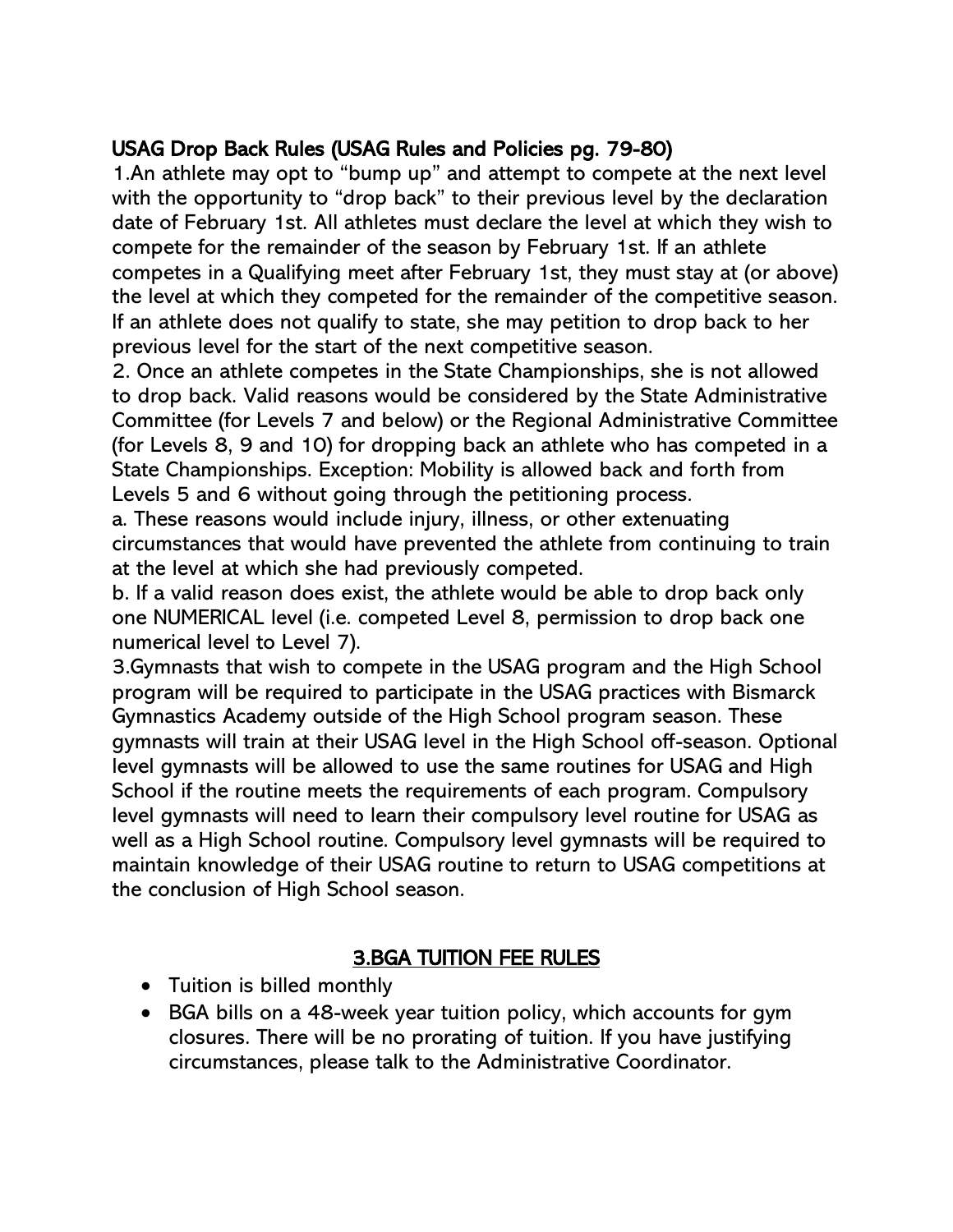## USAG Drop Back Rules (USAG Rules and Policies pg. 79-80)

1.An athlete may opt to "bump up" and attempt to compete at the next level with the opportunity to "drop back" to their previous level by the declaration date of February 1st. All athletes must declare the level at which they wish to compete for the remainder of the season by February 1st. If an athlete competes in a Qualifying meet after February 1st, they must stay at (or above) the level at which they competed for the remainder of the competitive season. If an athlete does not qualify to state, she may petition to drop back to her previous level for the start of the next competitive season.

2. Once an athlete competes in the State Championships, she is not allowed to drop back. Valid reasons would be considered by the State Administrative Committee (for Levels 7 and below) or the Regional Administrative Committee (for Levels 8, 9 and 10) for dropping back an athlete who has competed in a State Championships. Exception: Mobility is allowed back and forth from Levels 5 and 6 without going through the petitioning process.

a. These reasons would include injury, illness, or other extenuating circumstances that would have prevented the athlete from continuing to train at the level at which she had previously competed.

b. If a valid reason does exist, the athlete would be able to drop back only one NUMERICAL level (i.e. competed Level 8, permission to drop back one numerical level to Level 7).

3.Gymnasts that wish to compete in the USAG program and the High School program will be required to participate in the USAG practices with Bismarck Gymnastics Academy outside of the High School program season. These gymnasts will train at their USAG level in the High School off-season. Optional level gymnasts will be allowed to use the same routines for USAG and High School if the routine meets the requirements of each program. Compulsory level gymnasts will need to learn their compulsory level routine for USAG as well as a High School routine. Compulsory level gymnasts will be required to maintain knowledge of their USAG routine to return to USAG competitions at the conclusion of High School season.

## 3.BGA TUITION FEE RULES

- Tuition is billed monthly
- BGA bills on a 48-week year tuition policy, which accounts for gym closures. There will be no prorating of tuition. If you have justifying circumstances, please talk to the Administrative Coordinator.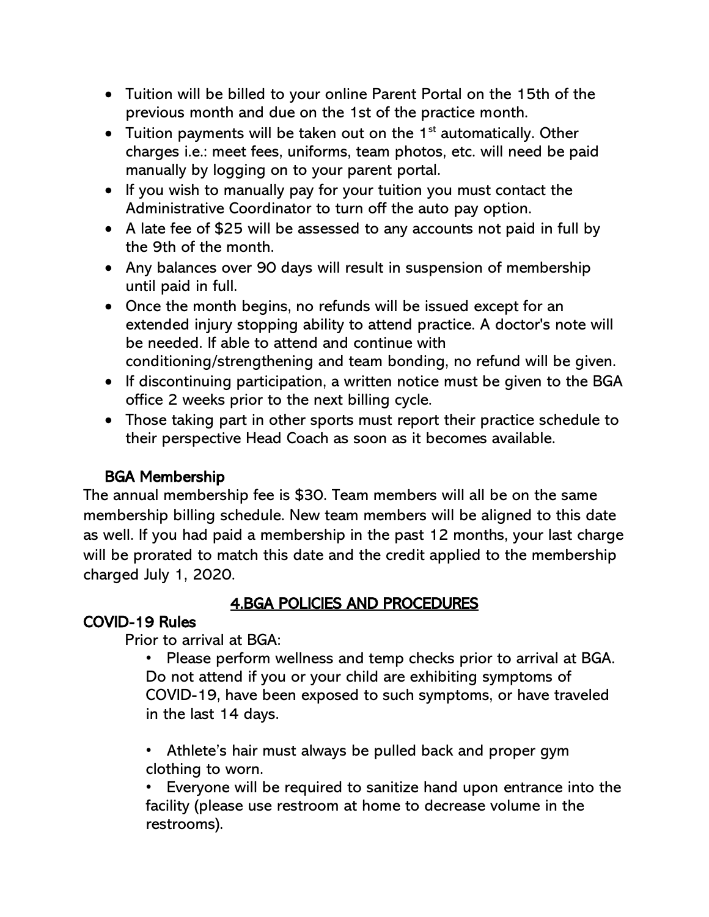- Tuition will be billed to your online Parent Portal on the 15th of the previous month and due on the 1st of the practice month.
- Tuition payments will be taken out on the 1st automatically. Other charges i.e.: meet fees, uniforms, team photos, etc. will need be paid manually by logging on to your parent portal.
- If you wish to manually pay for your tuition you must contact the Administrative Coordinator to turn off the auto pay option.
- A late fee of $25 will be assessed to any accounts not paid in full by the 9th of the month.
- Any balances over 90 days will result in suspension of membership until paid in full.
- Once the month begins, no refunds will be issued except for an extended injury stopping ability to attend practice. A doctor's note will be needed. If able to attend and continue with conditioning/strengthening and team bonding, no refund will be given.
- If discontinuing participation, a written notice must be given to the BGA office 2 weeks prior to the next billing cycle.
- Those taking part in other sports must report their practice schedule to their perspective Head Coach as soon as it becomes available.

### BGA Membership

The annual membership fee is $30. Team members will all be on the same membership billing schedule. New team members will be aligned to this date as well. If you had paid a membership in the past 12 months, your last charge will be prorated to match this date and the credit applied to the membership charged July 1, 2020.

## 4.BGA POLICIES AND PROCEDURES

### COVID-19 Rules

Prior to arrival at BGA:

- Please perform wellness and temp checks prior to arrival at BGA. Do not attend if you or your child are exhibiting symptoms of COVID-19, have been exposed to such symptoms, or have traveled in the last 14 days.

- Athlete's hair must always be pulled back and proper gym clothing to worn.
- Everyone will be required to sanitize hand upon entrance into the facility (please use restroom at home to decrease volume in the restrooms).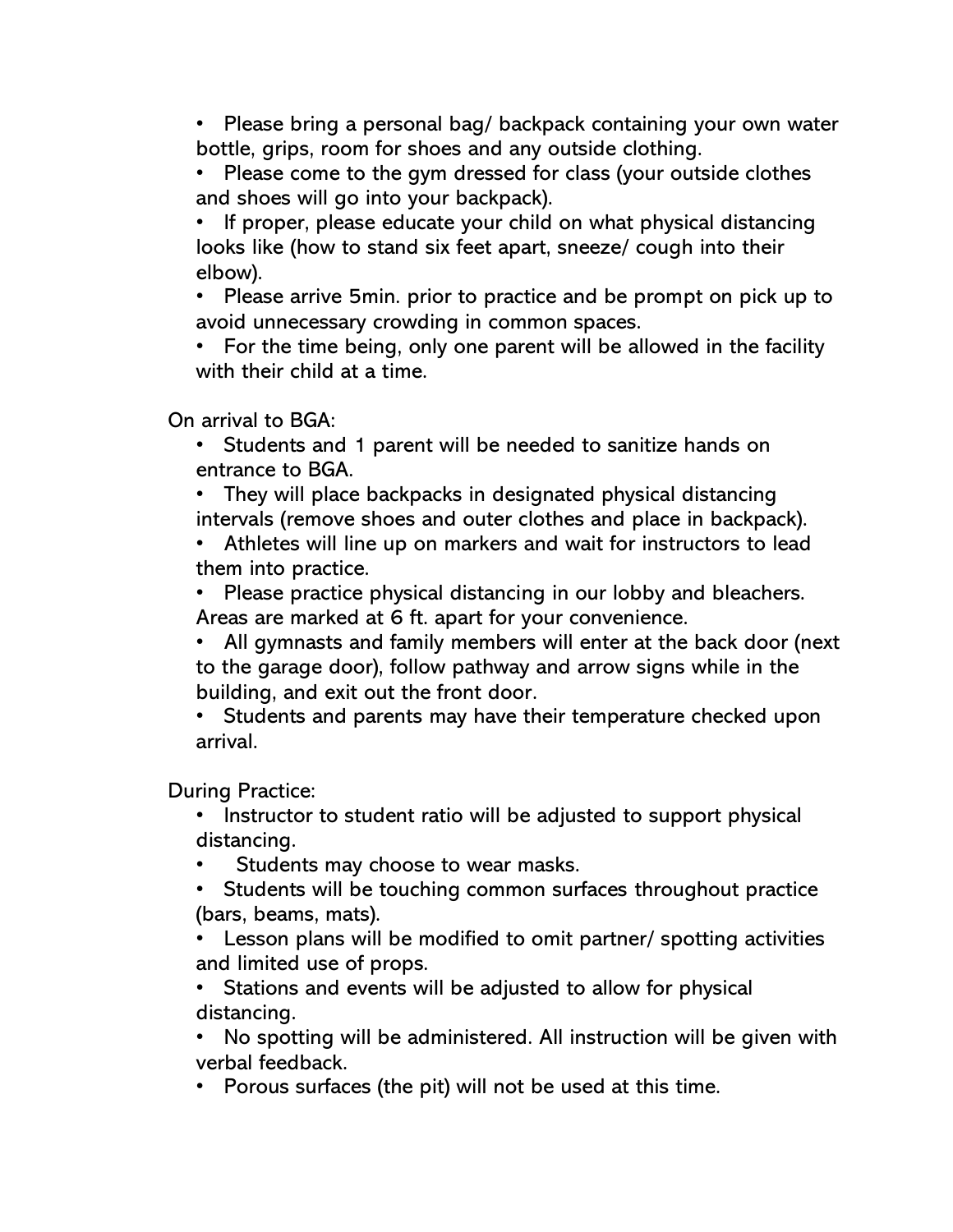- Please bring a personal bag/ backpack containing your own water bottle, grips, room for shoes and any outside clothing.
- Please come to the gym dressed for class (your outside clothes and shoes will go into your backpack).
- If proper, please educate your child on what physical distancing looks like (how to stand six feet apart, sneeze/ cough into their elbow).
- Please arrive 5min. prior to practice and be prompt on pick up to avoid unnecessary crowding in common spaces.
- For the time being, only one parent will be allowed in the facility with their child at a time.

On arrival to BGA:

- Students and 1 parent will be needed to sanitize hands on entrance to BGA.
- They will place backpacks in designated physical distancing intervals (remove shoes and outer clothes and place in backpack).
- Athletes will line up on markers and wait for instructors to lead them into practice.
- Please practice physical distancing in our lobby and bleachers. Areas are marked at 6 ft. apart for your convenience.
- All gymnasts and family members will enter at the back door (next to the garage door), follow pathway and arrow signs while in the building, and exit out the front door.
- Students and parents may have their temperature checked upon arrival.

During Practice:

- Instructor to student ratio will be adjusted to support physical distancing.
- Students may choose to wear masks.
- Students will be touching common surfaces throughout practice (bars, beams, mats).
- Lesson plans will be modified to omit partner/ spotting activities and limited use of props.
- Stations and events will be adjusted to allow for physical distancing.
- No spotting will be administered. All instruction will be given with verbal feedback.
- Porous surfaces (the pit) will not be used at this time.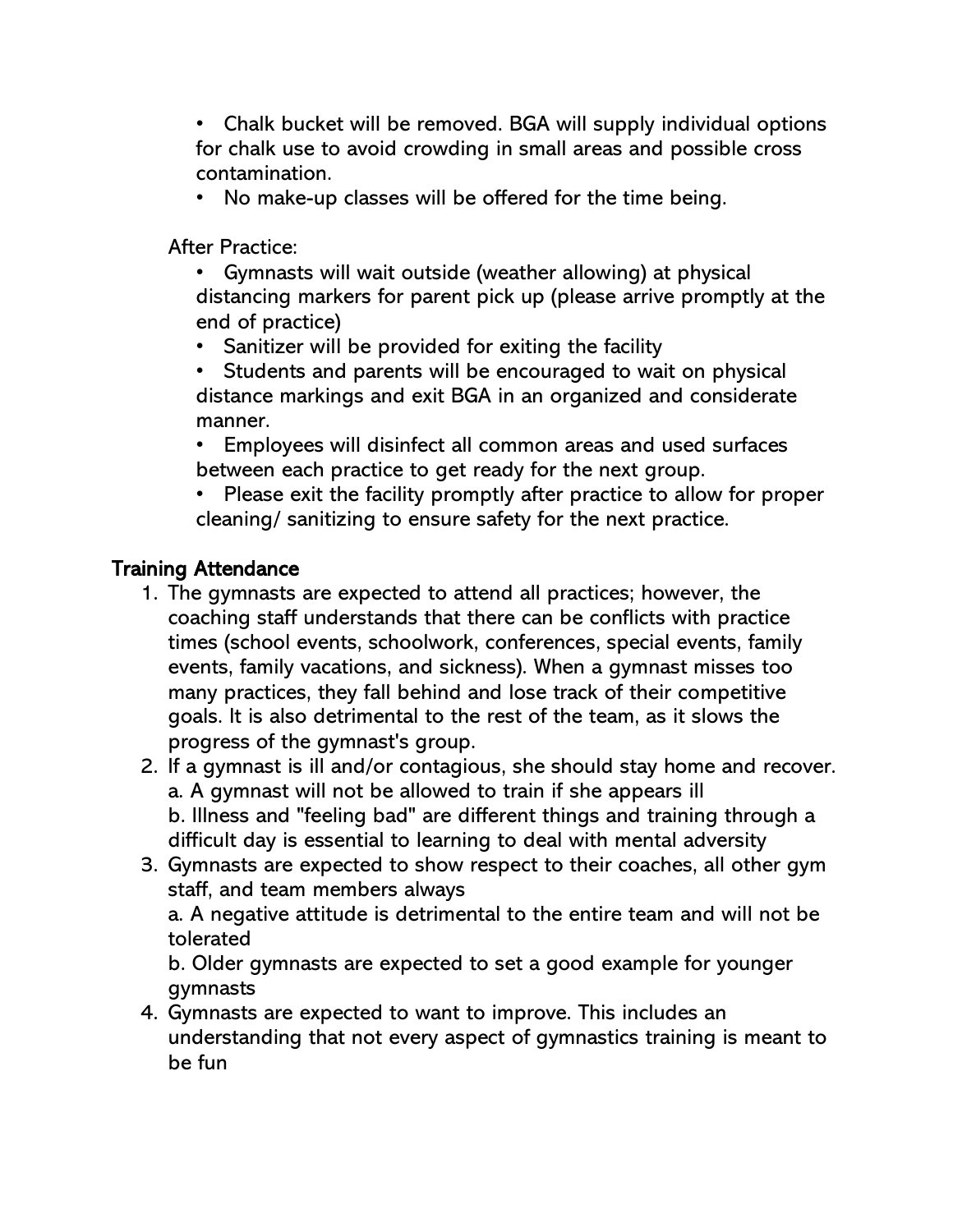- Chalk bucket will be removed. BGA will supply individual options for chalk use to avoid crowding in small areas and possible cross contamination.
- No make-up classes will be offered for the time being.

After Practice:

- Gymnasts will wait outside (weather allowing) at physical distancing markers for parent pick up (please arrive promptly at the end of practice)
- Sanitizer will be provided for exiting the facility
- Students and parents will be encouraged to wait on physical distance markings and exit BGA in an organized and considerate manner.
- Employees will disinfect all common areas and used surfaces between each practice to get ready for the next group.
- Please exit the facility promptly after practice to allow for proper cleaning/ sanitizing to ensure safety for the next practice.

## Training Attendance

1. The gymnasts are expected to attend all practices; however, the coaching staff understands that there can be conflicts with practice times (school events, schoolwork, conferences, special events, family events, family vacations, and sickness). When a gymnast misses too many practices, they fall behind and lose track of their competitive goals. It is also detrimental to the rest of the team, as it slows the progress of the gymnast's group.
2. If a gymnast is ill and/or contagious, she should stay home and recover.
   a. A gymnast will not be allowed to train if she appears ill
   b. Illness and "feeling bad" are different things and training through a difficult day is essential to learning to deal with mental adversity
3. Gymnasts are expected to show respect to their coaches, all other gym staff, and team members always
   a. A negative attitude is detrimental to the entire team and will not be tolerated
   b. Older gymnasts are expected to set a good example for younger gymnasts
4. Gymnasts are expected to want to improve. This includes an understanding that not every aspect of gymnastics training is meant to be fun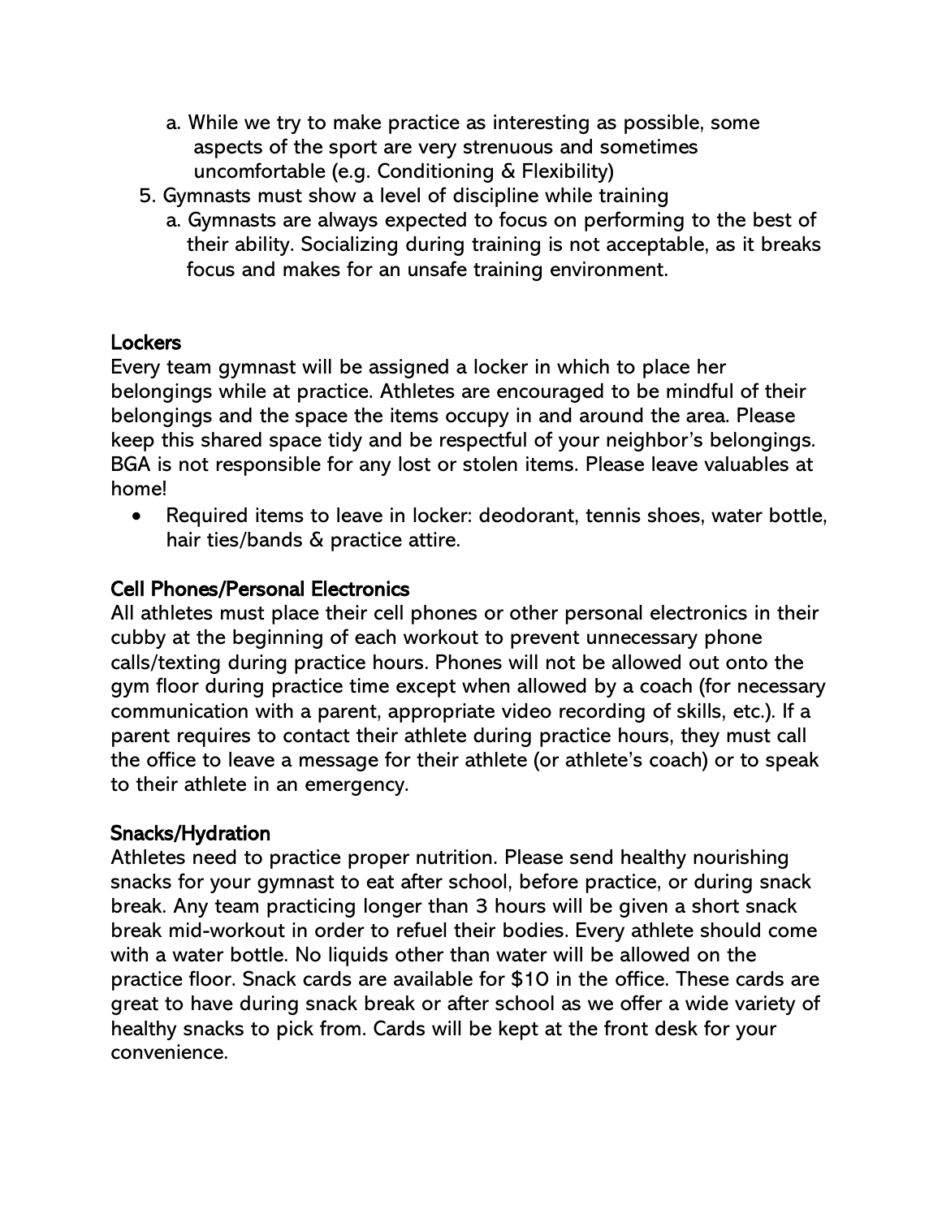a. While we try to make practice as interesting as possible, some aspects of the sport are very strenuous and sometimes uncomfortable (e.g. Conditioning & Flexibility)

5. Gymnasts must show a level of discipline while training
   a. Gymnasts are always expected to focus on performing to the best of their ability. Socializing during training is not acceptable, as it breaks focus and makes for an unsafe training environment.

## Lockers

Every team gymnast will be assigned a locker in which to place her belongings while at practice. Athletes are encouraged to be mindful of their belongings and the space the items occupy in and around the area. Please keep this shared space tidy and be respectful of your neighbor's belongings. BGA is not responsible for any lost or stolen items. Please leave valuables at home!

- Required items to leave in locker: deodorant, tennis shoes, water bottle, hair ties/bands & practice attire.

## Cell Phones/Personal Electronics

All athletes must place their cell phones or other personal electronics in their cubby at the beginning of each workout to prevent unnecessary phone calls/texting during practice hours. Phones will not be allowed out onto the gym floor during practice time except when allowed by a coach (for necessary communication with a parent, appropriate video recording of skills, etc.). If a parent requires to contact their athlete during practice hours, they must call the office to leave a message for their athlete (or athlete's coach) or to speak to their athlete in an emergency.

## Snacks/Hydration

Athletes need to practice proper nutrition. Please send healthy nourishing snacks for your gymnast to eat after school, before practice, or during snack break. Any team practicing longer than 3 hours will be given a short snack break mid-workout in order to refuel their bodies. Every athlete should come with a water bottle. No liquids other than water will be allowed on the practice floor. Snack cards are available for $10 in the office. These cards are great to have during snack break or after school as we offer a wide variety of healthy snacks to pick from. Cards will be kept at the front desk for your convenience.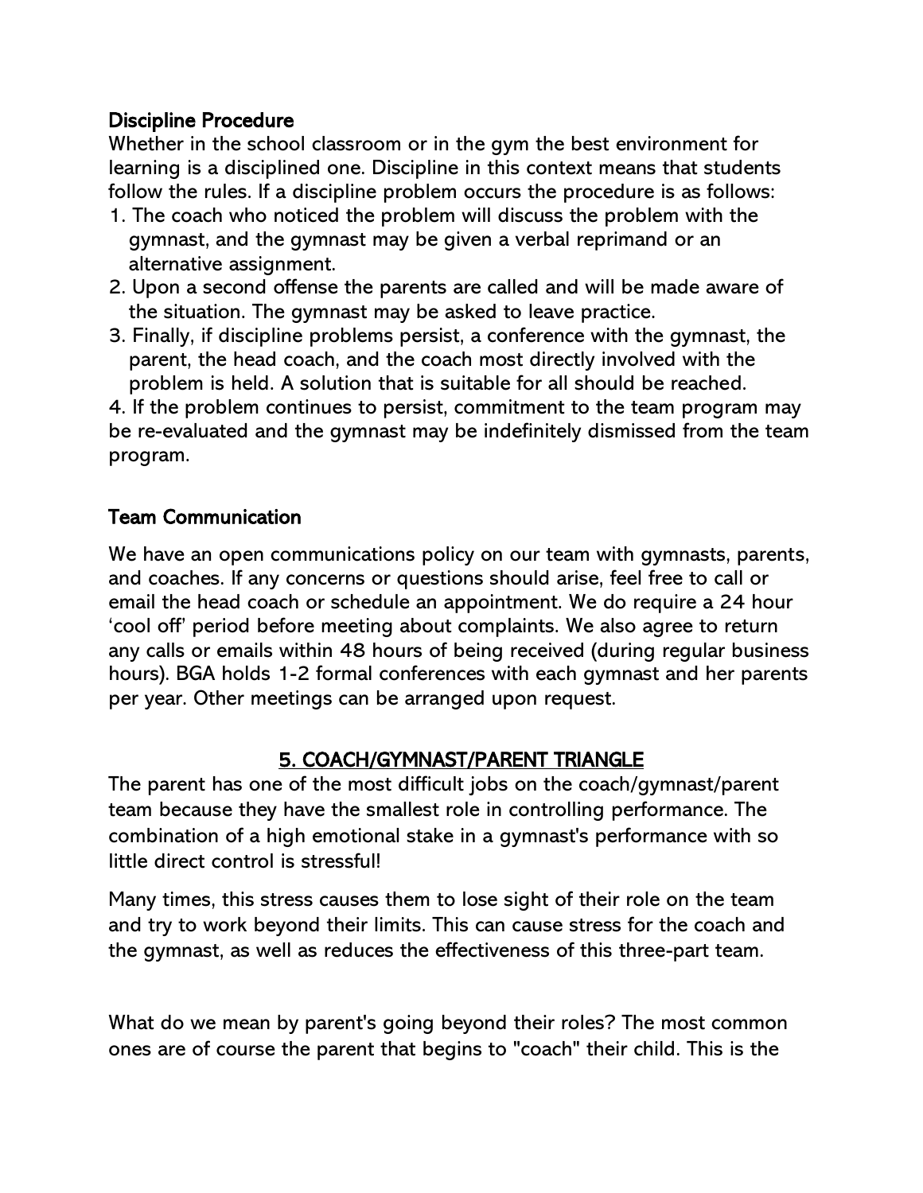**Discipline Procedure**

Whether in the school classroom or in the gym the best environment for learning is a disciplined one. Discipline in this context means that students follow the rules. If a discipline problem occurs the procedure is as follows:

1. The coach who noticed the problem will discuss the problem with the gymnast, and the gymnast may be given a verbal reprimand or an alternative assignment.
2. Upon a second offense the parents are called and will be made aware of the situation. The gymnast may be asked to leave practice.
3. Finally, if discipline problems persist, a conference with the gymnast, the parent, the head coach, and the coach most directly involved with the problem is held. A solution that is suitable for all should be reached.
4. If the problem continues to persist, commitment to the team program may be re-evaluated and the gymnast may be indefinitely dismissed from the team program.

**Team Communication**

We have an open communications policy on our team with gymnasts, parents, and coaches. If any concerns or questions should arise, feel free to call or email the head coach or schedule an appointment. We do require a 24 hour 'cool off' period before meeting about complaints. We also agree to return any calls or emails within 48 hours of being received (during regular business hours). BGA holds 1-2 formal conferences with each gymnast and her parents per year. Other meetings can be arranged upon request.

## 5. COACH/GYMNAST/PARENT TRIANGLE

The parent has one of the most difficult jobs on the coach/gymnast/parent team because they have the smallest role in controlling performance. The combination of a high emotional stake in a gymnast's performance with so little direct control is stressful!

Many times, this stress causes them to lose sight of their role on the team and try to work beyond their limits. This can cause stress for the coach and the gymnast, as well as reduces the effectiveness of this three-part team.

What do we mean by parent's going beyond their roles? The most common ones are of course the parent that begins to "coach" their child. This is the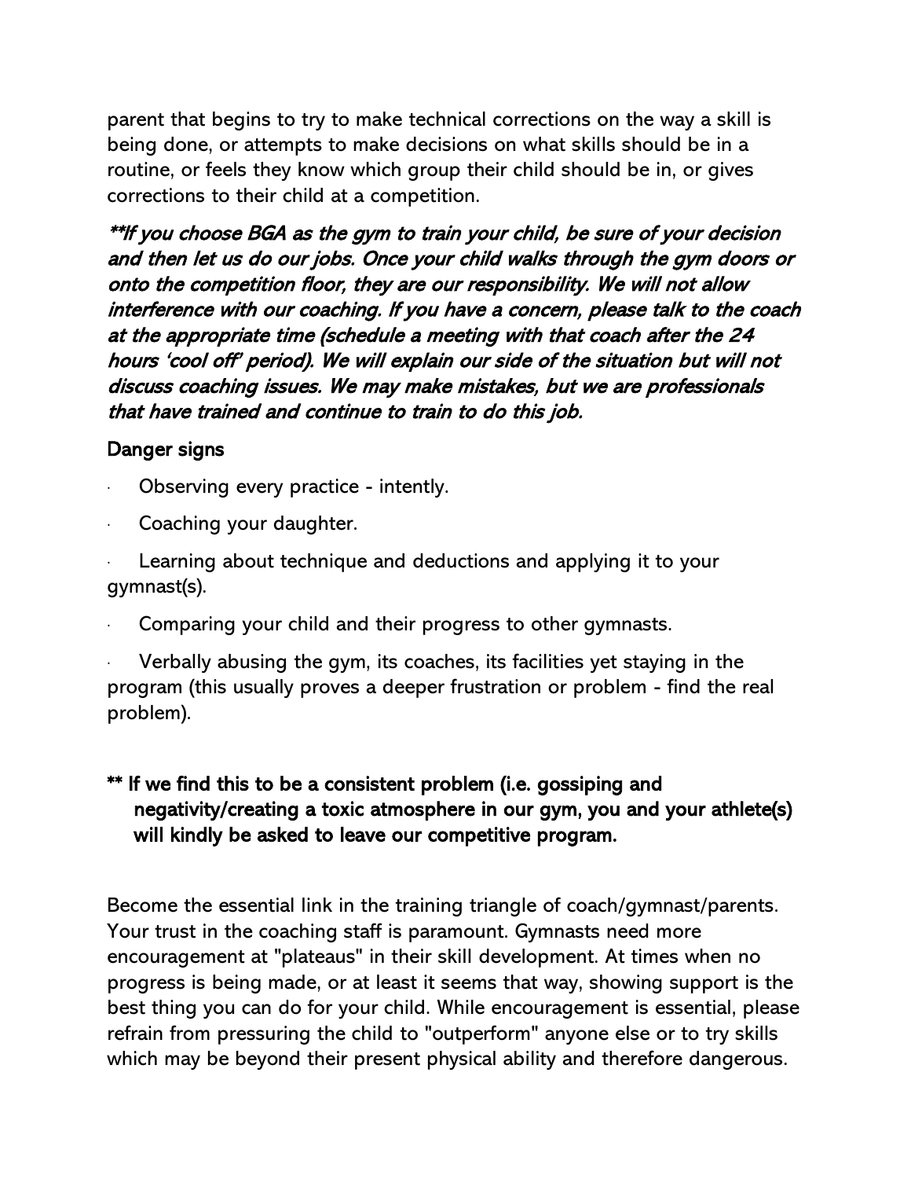parent that begins to try to make technical corrections on the way a skill is being done, or attempts to make decisions on what skills should be in a routine, or feels they know which group their child should be in, or gives corrections to their child at a competition.

***\*\*If you choose BGA as the gym to train your child, be sure of your decision and then let us do our jobs. Once your child walks through the gym doors or onto the competition floor, they are our responsibility. We will not allow interference with our coaching. If you have a concern, please talk to the coach at the appropriate time (schedule a meeting with that coach after the 24 hours 'cool off' period). We will explain our side of the situation but will not discuss coaching issues. We may make mistakes, but we are professionals that have trained and continue to train to do this job.***

Danger signs

- Observing every practice - intently.
- Coaching your daughter.
- Learning about technique and deductions and applying it to your gymnast(s).
- Comparing your child and their progress to other gymnasts.
- Verbally abusing the gym, its coaches, its facilities yet staying in the program (this usually proves a deeper frustration or problem - find the real problem).

**\*\* If we find this to be a consistent problem (i.e. gossiping and negativity/creating a toxic atmosphere in our gym, you and your athlete(s) will kindly be asked to leave our competitive program.**

Become the essential link in the training triangle of coach/gymnast/parents. Your trust in the coaching staff is paramount. Gymnasts need more encouragement at "plateaus" in their skill development. At times when no progress is being made, or at least it seems that way, showing support is the best thing you can do for your child. While encouragement is essential, please refrain from pressuring the child to "outperform" anyone else or to try skills which may be beyond their present physical ability and therefore dangerous.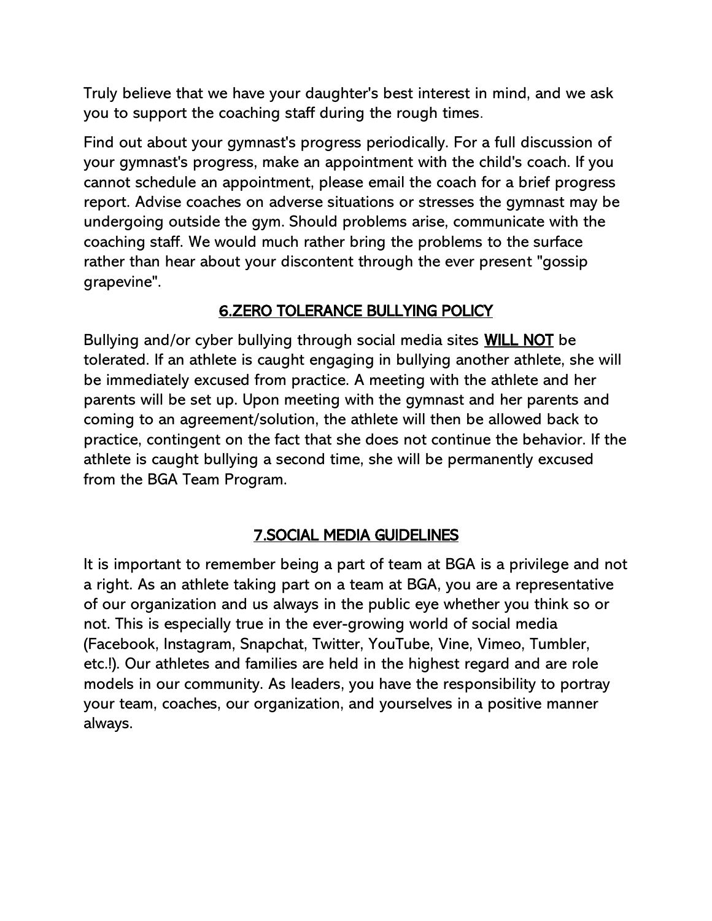Truly believe that we have your daughter's best interest in mind, and we ask you to support the coaching staff during the rough times.

Find out about your gymnast's progress periodically. For a full discussion of your gymnast's progress, make an appointment with the child's coach. If you cannot schedule an appointment, please email the coach for a brief progress report. Advise coaches on adverse situations or stresses the gymnast may be undergoing outside the gym. Should problems arise, communicate with the coaching staff. We would much rather bring the problems to the surface rather than hear about your discontent through the ever present "gossip grapevine".

## 6.ZERO TOLERANCE BULLYING POLICY

Bullying and/or cyber bullying through social media sites **WILL NOT** be tolerated. If an athlete is caught engaging in bullying another athlete, she will be immediately excused from practice. A meeting with the athlete and her parents will be set up. Upon meeting with the gymnast and her parents and coming to an agreement/solution, the athlete will then be allowed back to practice, contingent on the fact that she does not continue the behavior. If the athlete is caught bullying a second time, she will be permanently excused from the BGA Team Program.

## 7.SOCIAL MEDIA GUIDELINES

It is important to remember being a part of team at BGA is a privilege and not a right. As an athlete taking part on a team at BGA, you are a representative of our organization and us always in the public eye whether you think so or not. This is especially true in the ever-growing world of social media (Facebook, Instagram, Snapchat, Twitter, YouTube, Vine, Vimeo, Tumbler, etc.!). Our athletes and families are held in the highest regard and are role models in our community. As leaders, you have the responsibility to portray your team, coaches, our organization, and yourselves in a positive manner always.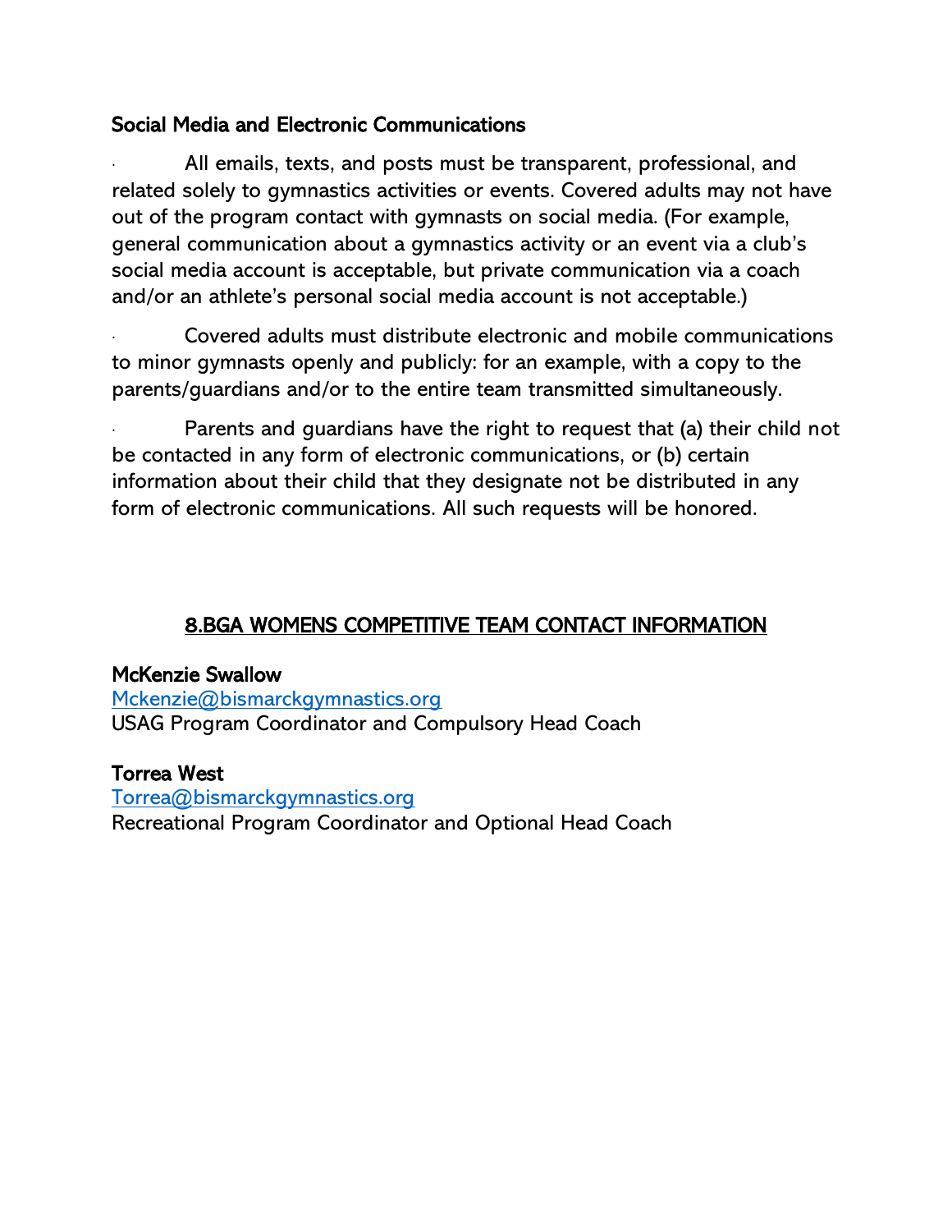**Social Media and Electronic Communications**

- All emails, texts, and posts must be transparent, professional, and related solely to gymnastics activities or events. Covered adults may not have out of the program contact with gymnasts on social media. (For example, general communication about a gymnastics activity or an event via a club's social media account is acceptable, but private communication via a coach and/or an athlete's personal social media account is not acceptable.)

- Covered adults must distribute electronic and mobile communications to minor gymnasts openly and publicly: for an example, with a copy to the parents/guardians and/or to the entire team transmitted simultaneously.

- Parents and guardians have the right to request that (a) their child not be contacted in any form of electronic communications, or (b) certain information about their child that they designate not be distributed in any form of electronic communications. All such requests will be honored.

## 8.BGA WOMENS COMPETITIVE TEAM CONTACT INFORMATION

**McKenzie Swallow**
Mckenzie@bismarckgymnastics.org
USAG Program Coordinator and Compulsory Head Coach

**Torrea West**
Torrea@bismarckgymnastics.org
Recreational Program Coordinator and Optional Head Coach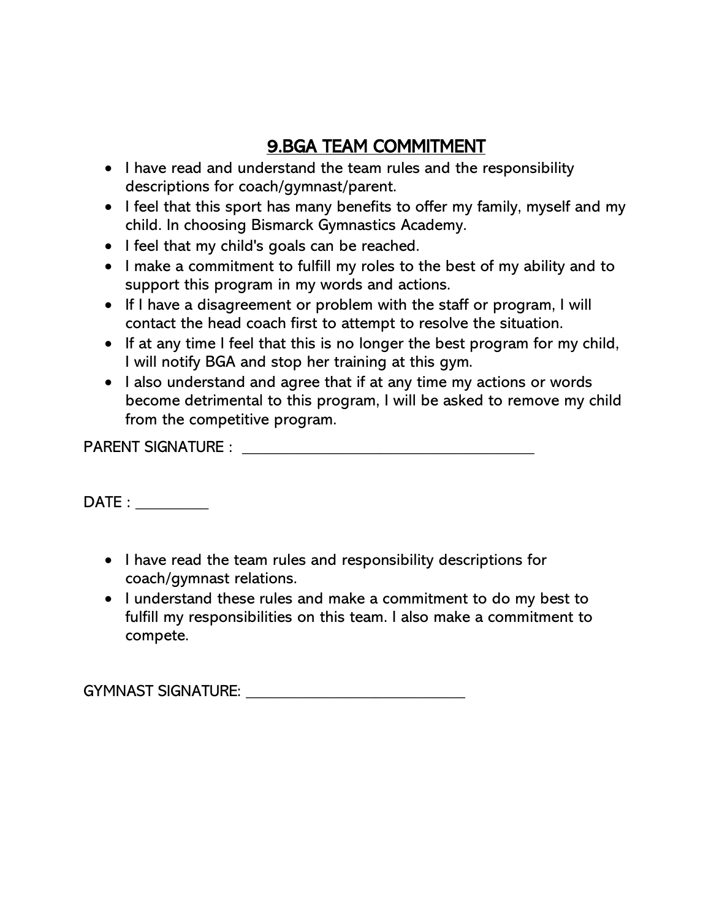# 9.BGA TEAM COMMITMENT

- I have read and understand the team rules and the responsibility descriptions for coach/gymnast/parent.
- I feel that this sport has many benefits to offer my family, myself and my child. In choosing Bismarck Gymnastics Academy.
- I feel that my child's goals can be reached.
- I make a commitment to fulfill my roles to the best of my ability and to support this program in my words and actions.
- If I have a disagreement or problem with the staff or program, I will contact the head coach first to attempt to resolve the situation.
- If at any time I feel that this is no longer the best program for my child, I will notify BGA and stop her training at this gym.
- I also understand and agree that if at any time my actions or words become detrimental to this program, I will be asked to remove my child from the competitive program.

PARENT SIGNATURE : ____________________________________

DATE : _________

- I have read the team rules and responsibility descriptions for coach/gymnast relations.
- I understand these rules and make a commitment to do my best to fulfill my responsibilities on this team. I also make a commitment to compete.

GYMNAST SIGNATURE: ___________________________